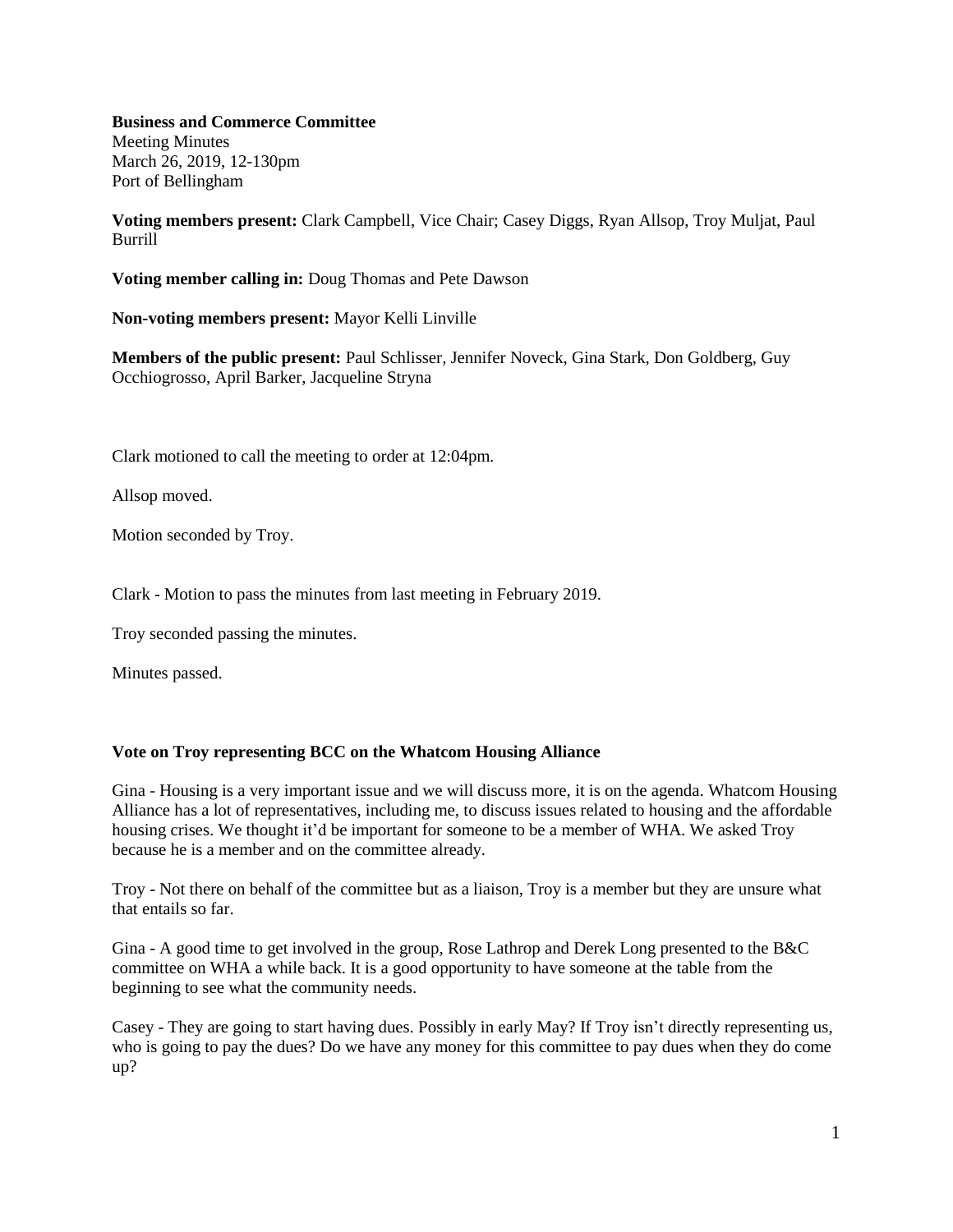**Business and Commerce Committee**
Meeting Minutes
March 26, 2019, 12-130pm
Port of Bellingham

**Voting members present:** Clark Campbell, Vice Chair; Casey Diggs, Ryan Allsop, Troy Muljat, Paul Burrill

**Voting member calling in:** Doug Thomas and Pete Dawson

**Non-voting members present:** Mayor Kelli Linville

**Members of the public present:** Paul Schlisser, Jennifer Noveck, Gina Stark, Don Goldberg, Guy Occhiogrosso, April Barker, Jacqueline Stryna

Clark motioned to call the meeting to order at 12:04pm.

Allsop moved.

Motion seconded by Troy.

Clark - Motion to pass the minutes from last meeting in February 2019.

Troy seconded passing the minutes.

Minutes passed.

**Vote on Troy representing BCC on the Whatcom Housing Alliance**

Gina - Housing is a very important issue and we will discuss more, it is on the agenda. Whatcom Housing Alliance has a lot of representatives, including me, to discuss issues related to housing and the affordable housing crises. We thought it'd be important for someone to be a member of WHA. We asked Troy because he is a member and on the committee already.

Troy - Not there on behalf of the committee but as a liaison, Troy is a member but they are unsure what that entails so far.

Gina - A good time to get involved in the group, Rose Lathrop and Derek Long presented to the B&C committee on WHA a while back. It is a good opportunity to have someone at the table from the beginning to see what the community needs.

Casey - They are going to start having dues. Possibly in early May? If Troy isn't directly representing us, who is going to pay the dues? Do we have any money for this committee to pay dues when they do come up?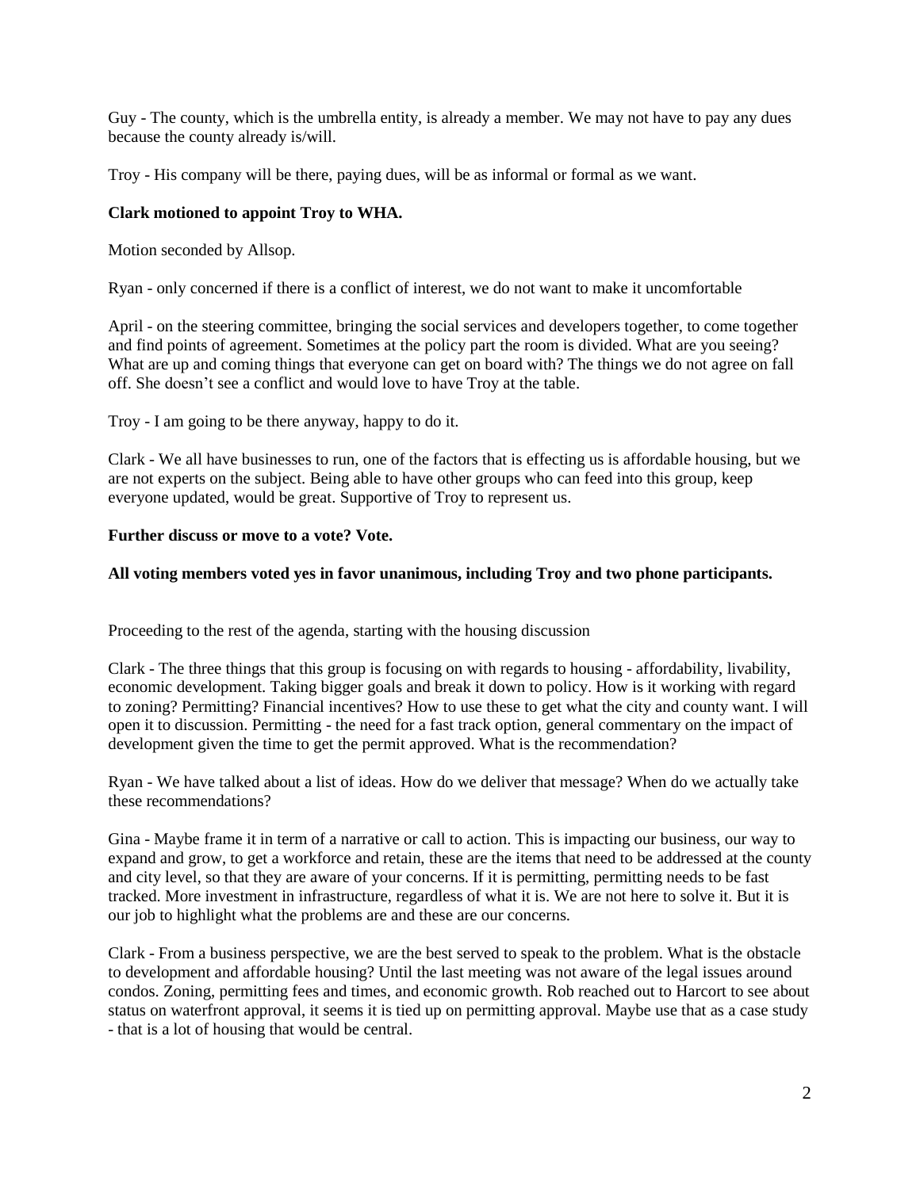Guy - The county, which is the umbrella entity, is already a member. We may not have to pay any dues because the county already is/will.

Troy - His company will be there, paying dues, will be as informal or formal as we want.

**Clark motioned to appoint Troy to WHA.**

Motion seconded by Allsop.

Ryan - only concerned if there is a conflict of interest, we do not want to make it uncomfortable

April - on the steering committee, bringing the social services and developers together, to come together and find points of agreement. Sometimes at the policy part the room is divided. What are you seeing? What are up and coming things that everyone can get on board with? The things we do not agree on fall off. She doesn't see a conflict and would love to have Troy at the table.

Troy - I am going to be there anyway, happy to do it.

Clark - We all have businesses to run, one of the factors that is effecting us is affordable housing, but we are not experts on the subject. Being able to have other groups who can feed into this group, keep everyone updated, would be great. Supportive of Troy to represent us.

**Further discuss or move to a vote? Vote.**

**All voting members voted yes in favor unanimous, including Troy and two phone participants.**

Proceeding to the rest of the agenda, starting with the housing discussion

Clark - The three things that this group is focusing on with regards to housing - affordability, livability, economic development. Taking bigger goals and break it down to policy. How is it working with regard to zoning? Permitting? Financial incentives? How to use these to get what the city and county want. I will open it to discussion. Permitting - the need for a fast track option, general commentary on the impact of development given the time to get the permit approved. What is the recommendation?

Ryan - We have talked about a list of ideas. How do we deliver that message? When do we actually take these recommendations?

Gina - Maybe frame it in term of a narrative or call to action. This is impacting our business, our way to expand and grow, to get a workforce and retain, these are the items that need to be addressed at the county and city level, so that they are aware of your concerns. If it is permitting, permitting needs to be fast tracked. More investment in infrastructure, regardless of what it is. We are not here to solve it. But it is our job to highlight what the problems are and these are our concerns.

Clark - From a business perspective, we are the best served to speak to the problem. What is the obstacle to development and affordable housing? Until the last meeting was not aware of the legal issues around condos. Zoning, permitting fees and times, and economic growth. Rob reached out to Harcort to see about status on waterfront approval, it seems it is tied up on permitting approval. Maybe use that as a case study - that is a lot of housing that would be central.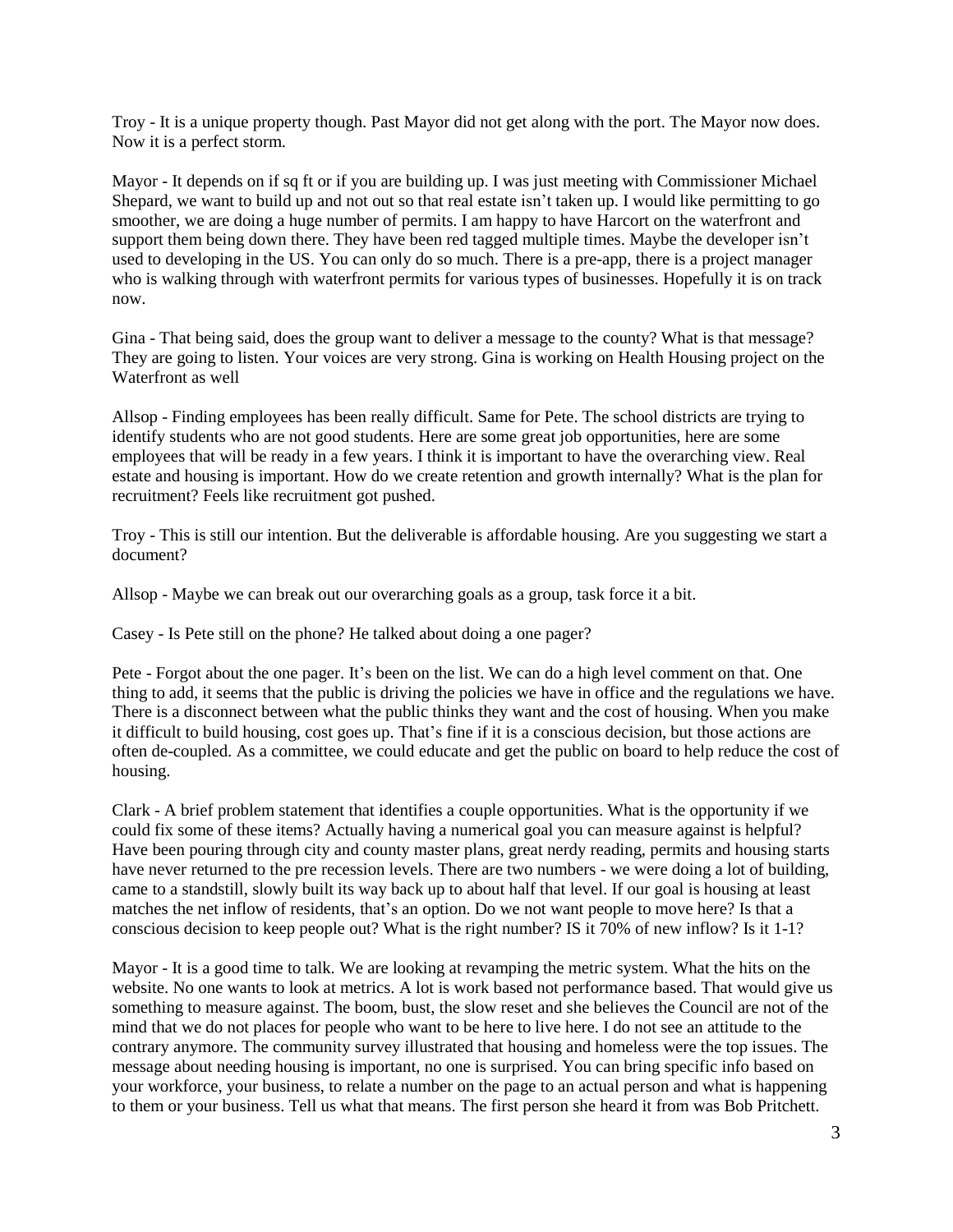Troy - It is a unique property though. Past Mayor did not get along with the port. The Mayor now does. Now it is a perfect storm.

Mayor - It depends on if sq ft or if you are building up. I was just meeting with Commissioner Michael Shepard, we want to build up and not out so that real estate isn't taken up. I would like permitting to go smoother, we are doing a huge number of permits. I am happy to have Harcort on the waterfront and support them being down there. They have been red tagged multiple times. Maybe the developer isn't used to developing in the US. You can only do so much. There is a pre-app, there is a project manager who is walking through with waterfront permits for various types of businesses. Hopefully it is on track now.

Gina - That being said, does the group want to deliver a message to the county? What is that message? They are going to listen. Your voices are very strong. Gina is working on Health Housing project on the Waterfront as well

Allsop - Finding employees has been really difficult. Same for Pete. The school districts are trying to identify students who are not good students. Here are some great job opportunities, here are some employees that will be ready in a few years. I think it is important to have the overarching view. Real estate and housing is important. How do we create retention and growth internally? What is the plan for recruitment? Feels like recruitment got pushed.

Troy - This is still our intention. But the deliverable is affordable housing. Are you suggesting we start a document?

Allsop - Maybe we can break out our overarching goals as a group, task force it a bit.

Casey - Is Pete still on the phone? He talked about doing a one pager?

Pete - Forgot about the one pager. It's been on the list. We can do a high level comment on that. One thing to add, it seems that the public is driving the policies we have in office and the regulations we have. There is a disconnect between what the public thinks they want and the cost of housing. When you make it difficult to build housing, cost goes up. That's fine if it is a conscious decision, but those actions are often de-coupled. As a committee, we could educate and get the public on board to help reduce the cost of housing.

Clark - A brief problem statement that identifies a couple opportunities. What is the opportunity if we could fix some of these items? Actually having a numerical goal you can measure against is helpful? Have been pouring through city and county master plans, great nerdy reading, permits and housing starts have never returned to the pre recession levels. There are two numbers - we were doing a lot of building, came to a standstill, slowly built its way back up to about half that level. If our goal is housing at least matches the net inflow of residents, that's an option. Do we not want people to move here? Is that a conscious decision to keep people out? What is the right number? IS it 70% of new inflow? Is it 1-1?

Mayor - It is a good time to talk. We are looking at revamping the metric system. What the hits on the website. No one wants to look at metrics. A lot is work based not performance based. That would give us something to measure against. The boom, bust, the slow reset and she believes the Council are not of the mind that we do not places for people who want to be here to live here. I do not see an attitude to the contrary anymore. The community survey illustrated that housing and homeless were the top issues. The message about needing housing is important, no one is surprised. You can bring specific info based on your workforce, your business, to relate a number on the page to an actual person and what is happening to them or your business. Tell us what that means. The first person she heard it from was Bob Pritchett.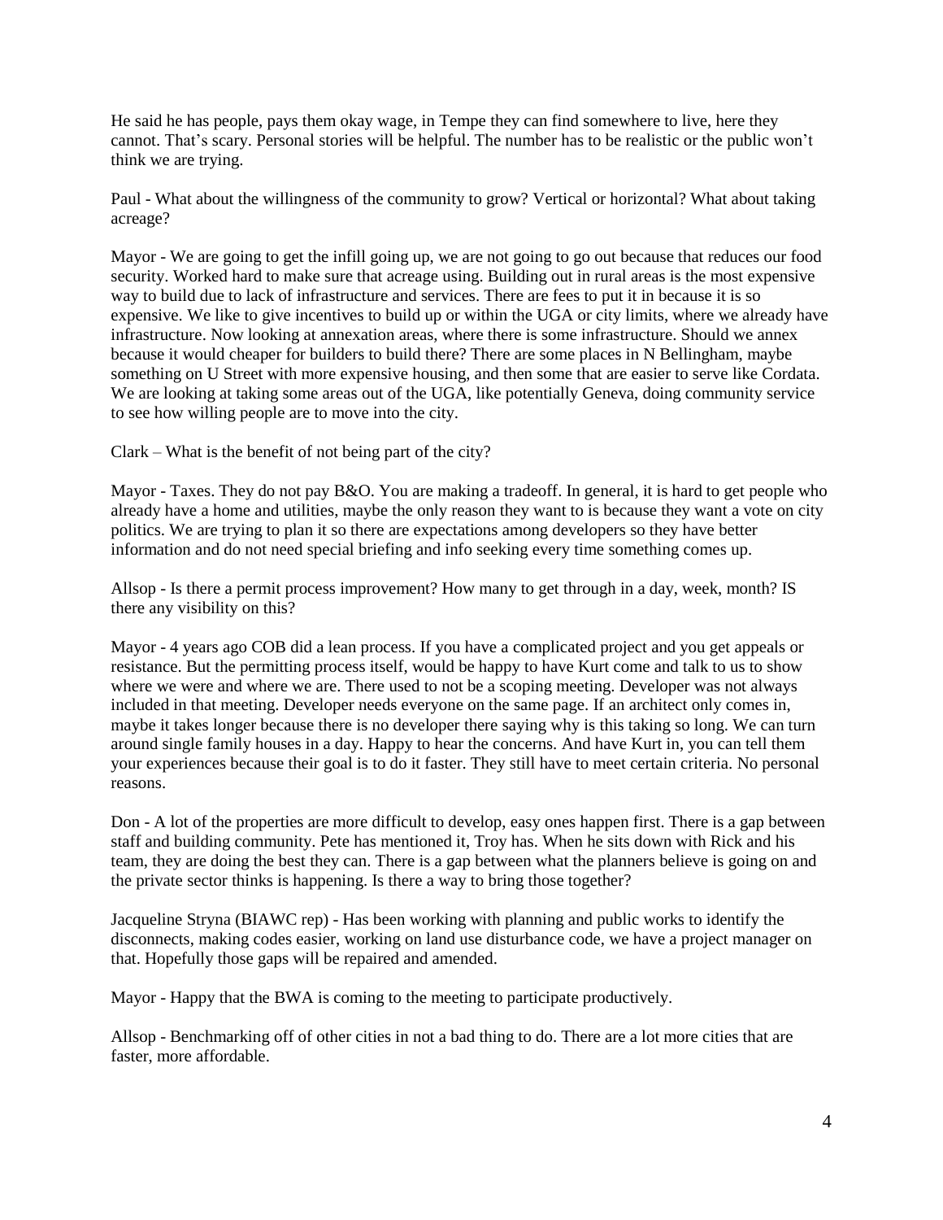He said he has people, pays them okay wage, in Tempe they can find somewhere to live, here they cannot. That's scary. Personal stories will be helpful. The number has to be realistic or the public won't think we are trying.

Paul - What about the willingness of the community to grow? Vertical or horizontal? What about taking acreage?

Mayor - We are going to get the infill going up, we are not going to go out because that reduces our food security. Worked hard to make sure that acreage using. Building out in rural areas is the most expensive way to build due to lack of infrastructure and services. There are fees to put it in because it is so expensive. We like to give incentives to build up or within the UGA or city limits, where we already have infrastructure. Now looking at annexation areas, where there is some infrastructure. Should we annex because it would cheaper for builders to build there? There are some places in N Bellingham, maybe something on U Street with more expensive housing, and then some that are easier to serve like Cordata. We are looking at taking some areas out of the UGA, like potentially Geneva, doing community service to see how willing people are to move into the city.

Clark – What is the benefit of not being part of the city?

Mayor - Taxes. They do not pay B&O. You are making a tradeoff. In general, it is hard to get people who already have a home and utilities, maybe the only reason they want to is because they want a vote on city politics. We are trying to plan it so there are expectations among developers so they have better information and do not need special briefing and info seeking every time something comes up.

Allsop - Is there a permit process improvement? How many to get through in a day, week, month? IS there any visibility on this?

Mayor - 4 years ago COB did a lean process. If you have a complicated project and you get appeals or resistance. But the permitting process itself, would be happy to have Kurt come and talk to us to show where we were and where we are. There used to not be a scoping meeting. Developer was not always included in that meeting. Developer needs everyone on the same page. If an architect only comes in, maybe it takes longer because there is no developer there saying why is this taking so long. We can turn around single family houses in a day. Happy to hear the concerns. And have Kurt in, you can tell them your experiences because their goal is to do it faster. They still have to meet certain criteria. No personal reasons.

Don - A lot of the properties are more difficult to develop, easy ones happen first. There is a gap between staff and building community. Pete has mentioned it, Troy has. When he sits down with Rick and his team, they are doing the best they can. There is a gap between what the planners believe is going on and the private sector thinks is happening. Is there a way to bring those together?

Jacqueline Stryna (BIAWC rep) - Has been working with planning and public works to identify the disconnects, making codes easier, working on land use disturbance code, we have a project manager on that. Hopefully those gaps will be repaired and amended.

Mayor - Happy that the BWA is coming to the meeting to participate productively.

Allsop - Benchmarking off of other cities in not a bad thing to do. There are a lot more cities that are faster, more affordable.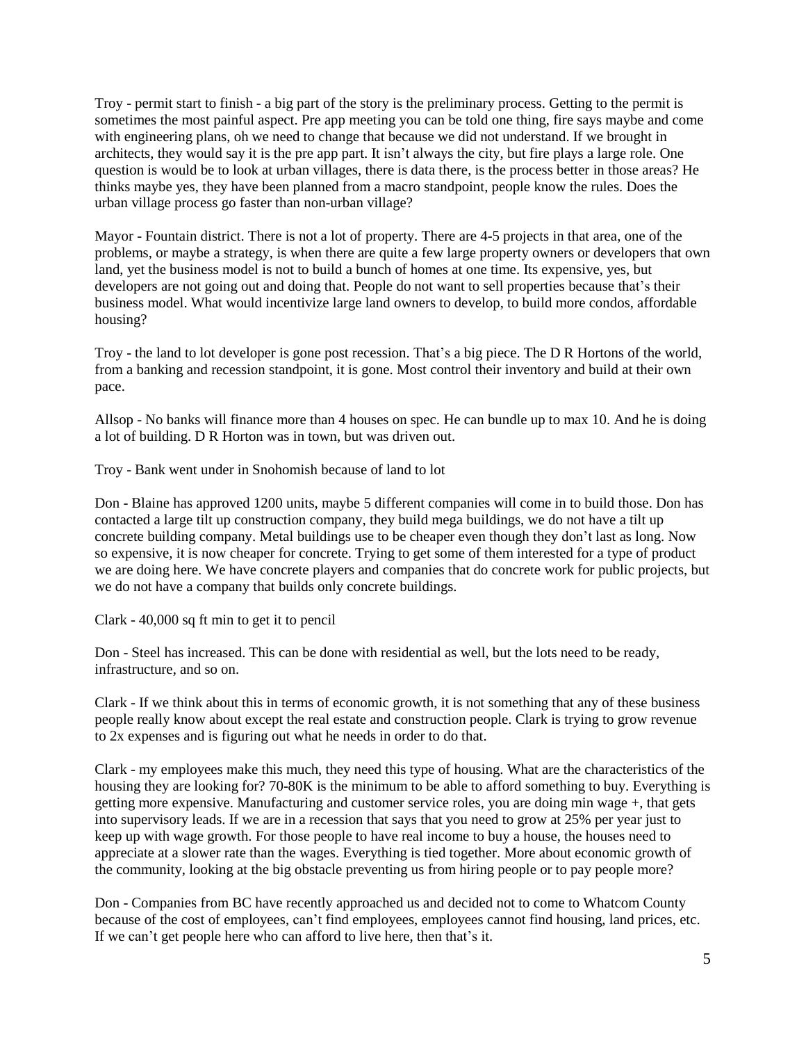Troy - permit start to finish - a big part of the story is the preliminary process. Getting to the permit is sometimes the most painful aspect. Pre app meeting you can be told one thing, fire says maybe and come with engineering plans, oh we need to change that because we did not understand. If we brought in architects, they would say it is the pre app part. It isn't always the city, but fire plays a large role. One question is would be to look at urban villages, there is data there, is the process better in those areas? He thinks maybe yes, they have been planned from a macro standpoint, people know the rules. Does the urban village process go faster than non-urban village?

Mayor - Fountain district. There is not a lot of property. There are 4-5 projects in that area, one of the problems, or maybe a strategy, is when there are quite a few large property owners or developers that own land, yet the business model is not to build a bunch of homes at one time. Its expensive, yes, but developers are not going out and doing that. People do not want to sell properties because that's their business model. What would incentivize large land owners to develop, to build more condos, affordable housing?

Troy - the land to lot developer is gone post recession. That's a big piece. The D R Hortons of the world, from a banking and recession standpoint, it is gone. Most control their inventory and build at their own pace.

Allsop - No banks will finance more than 4 houses on spec. He can bundle up to max 10. And he is doing a lot of building. D R Horton was in town, but was driven out.

Troy - Bank went under in Snohomish because of land to lot

Don - Blaine has approved 1200 units, maybe 5 different companies will come in to build those. Don has contacted a large tilt up construction company, they build mega buildings, we do not have a tilt up concrete building company. Metal buildings use to be cheaper even though they don't last as long. Now so expensive, it is now cheaper for concrete. Trying to get some of them interested for a type of product we are doing here. We have concrete players and companies that do concrete work for public projects, but we do not have a company that builds only concrete buildings.

Clark - 40,000 sq ft min to get it to pencil

Don - Steel has increased. This can be done with residential as well, but the lots need to be ready, infrastructure, and so on.

Clark - If we think about this in terms of economic growth, it is not something that any of these business people really know about except the real estate and construction people. Clark is trying to grow revenue to 2x expenses and is figuring out what he needs in order to do that.

Clark - my employees make this much, they need this type of housing. What are the characteristics of the housing they are looking for? 70-80K is the minimum to be able to afford something to buy. Everything is getting more expensive. Manufacturing and customer service roles, you are doing min wage +, that gets into supervisory leads. If we are in a recession that says that you need to grow at 25% per year just to keep up with wage growth. For those people to have real income to buy a house, the houses need to appreciate at a slower rate than the wages. Everything is tied together. More about economic growth of the community, looking at the big obstacle preventing us from hiring people or to pay people more?

Don - Companies from BC have recently approached us and decided not to come to Whatcom County because of the cost of employees, can't find employees, employees cannot find housing, land prices, etc. If we can't get people here who can afford to live here, then that's it.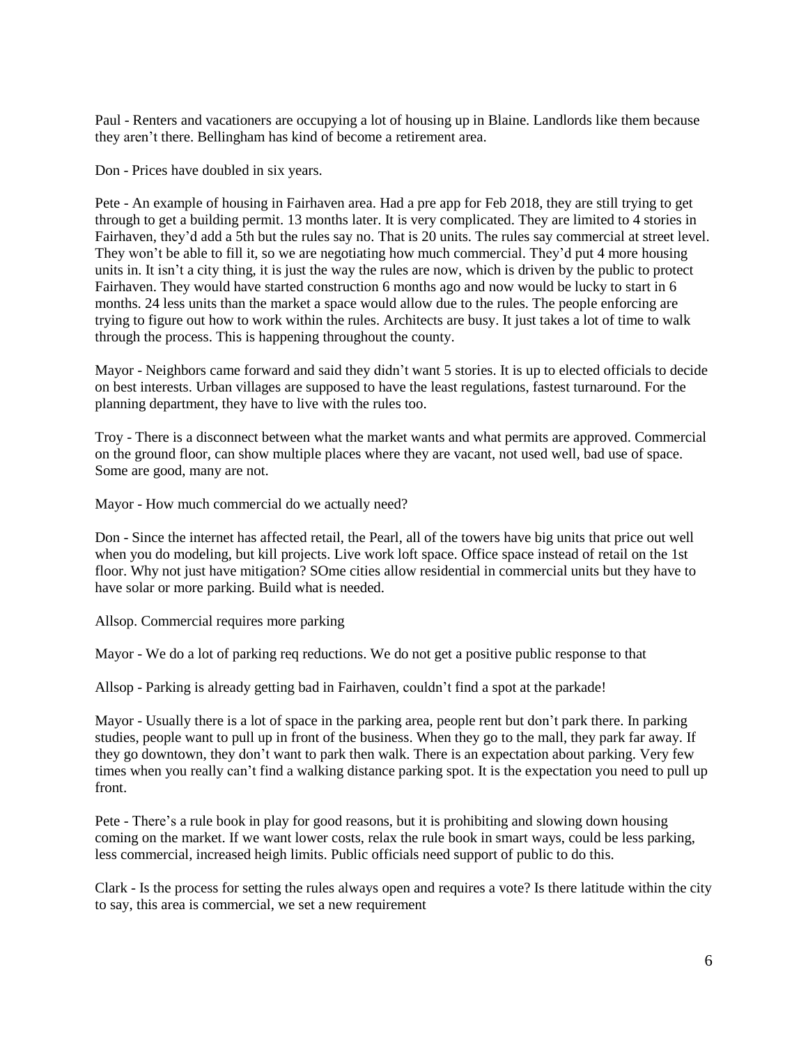Paul - Renters and vacationers are occupying a lot of housing up in Blaine. Landlords like them because they aren't there. Bellingham has kind of become a retirement area.

Don - Prices have doubled in six years.

Pete - An example of housing in Fairhaven area. Had a pre app for Feb 2018, they are still trying to get through to get a building permit. 13 months later. It is very complicated. They are limited to 4 stories in Fairhaven, they'd add a 5th but the rules say no. That is 20 units. The rules say commercial at street level. They won't be able to fill it, so we are negotiating how much commercial. They'd put 4 more housing units in. It isn't a city thing, it is just the way the rules are now, which is driven by the public to protect Fairhaven. They would have started construction 6 months ago and now would be lucky to start in 6 months. 24 less units than the market a space would allow due to the rules. The people enforcing are trying to figure out how to work within the rules. Architects are busy. It just takes a lot of time to walk through the process. This is happening throughout the county.

Mayor - Neighbors came forward and said they didn't want 5 stories. It is up to elected officials to decide on best interests. Urban villages are supposed to have the least regulations, fastest turnaround. For the planning department, they have to live with the rules too.

Troy - There is a disconnect between what the market wants and what permits are approved. Commercial on the ground floor, can show multiple places where they are vacant, not used well, bad use of space. Some are good, many are not.

Mayor - How much commercial do we actually need?

Don - Since the internet has affected retail, the Pearl, all of the towers have big units that price out well when you do modeling, but kill projects. Live work loft space. Office space instead of retail on the 1st floor. Why not just have mitigation? SOme cities allow residential in commercial units but they have to have solar or more parking. Build what is needed.

Allsop. Commercial requires more parking

Mayor - We do a lot of parking req reductions. We do not get a positive public response to that

Allsop - Parking is already getting bad in Fairhaven, couldn't find a spot at the parkade!

Mayor - Usually there is a lot of space in the parking area, people rent but don't park there. In parking studies, people want to pull up in front of the business. When they go to the mall, they park far away. If they go downtown, they don't want to park then walk. There is an expectation about parking. Very few times when you really can't find a walking distance parking spot. It is the expectation you need to pull up front.

Pete - There's a rule book in play for good reasons, but it is prohibiting and slowing down housing coming on the market. If we want lower costs, relax the rule book in smart ways, could be less parking, less commercial, increased heigh limits. Public officials need support of public to do this.

Clark - Is the process for setting the rules always open and requires a vote? Is there latitude within the city to say, this area is commercial, we set a new requirement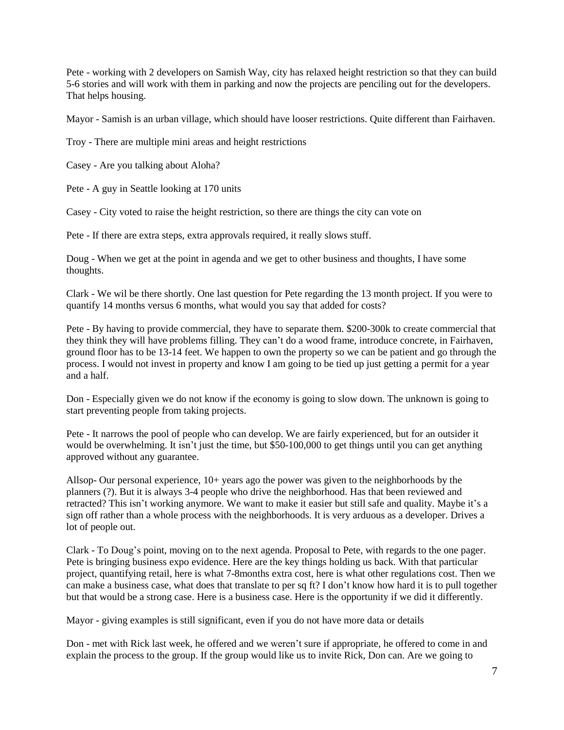Pete - working with 2 developers on Samish Way, city has relaxed height restriction so that they can build 5-6 stories and will work with them in parking and now the projects are penciling out for the developers. That helps housing.

Mayor - Samish is an urban village, which should have looser restrictions. Quite different than Fairhaven.

Troy - There are multiple mini areas and height restrictions

Casey - Are you talking about Aloha?

Pete - A guy in Seattle looking at 170 units

Casey - City voted to raise the height restriction, so there are things the city can vote on

Pete - If there are extra steps, extra approvals required, it really slows stuff.

Doug - When we get at the point in agenda and we get to other business and thoughts, I have some thoughts.

Clark - We wil be there shortly. One last question for Pete regarding the 13 month project. If you were to quantify 14 months versus 6 months, what would you say that added for costs?

Pete - By having to provide commercial, they have to separate them. $200-300k to create commercial that they think they will have problems filling. They can't do a wood frame, introduce concrete, in Fairhaven, ground floor has to be 13-14 feet. We happen to own the property so we can be patient and go through the process. I would not invest in property and know I am going to be tied up just getting a permit for a year and a half.

Don - Especially given we do not know if the economy is going to slow down. The unknown is going to start preventing people from taking projects.

Pete - It narrows the pool of people who can develop. We are fairly experienced, but for an outsider it would be overwhelming. It isn't just the time, but $50-100,000 to get things until you can get anything approved without any guarantee.

Allsop- Our personal experience, 10+ years ago the power was given to the neighborhoods by the planners (?). But it is always 3-4 people who drive the neighborhood. Has that been reviewed and retracted? This isn't working anymore. We want to make it easier but still safe and quality. Maybe it's a sign off rather than a whole process with the neighborhoods. It is very arduous as a developer. Drives a lot of people out.

Clark - To Doug's point, moving on to the next agenda. Proposal to Pete, with regards to the one pager. Pete is bringing business expo evidence. Here are the key things holding us back. With that particular project, quantifying retail, here is what 7-8months extra cost, here is what other regulations cost. Then we can make a business case, what does that translate to per sq ft? I don't know how hard it is to pull together but that would be a strong case. Here is a business case. Here is the opportunity if we did it differently.

Mayor - giving examples is still significant, even if you do not have more data or details

Don - met with Rick last week, he offered and we weren't sure if appropriate, he offered to come in and explain the process to the group. If the group would like us to invite Rick, Don can. Are we going to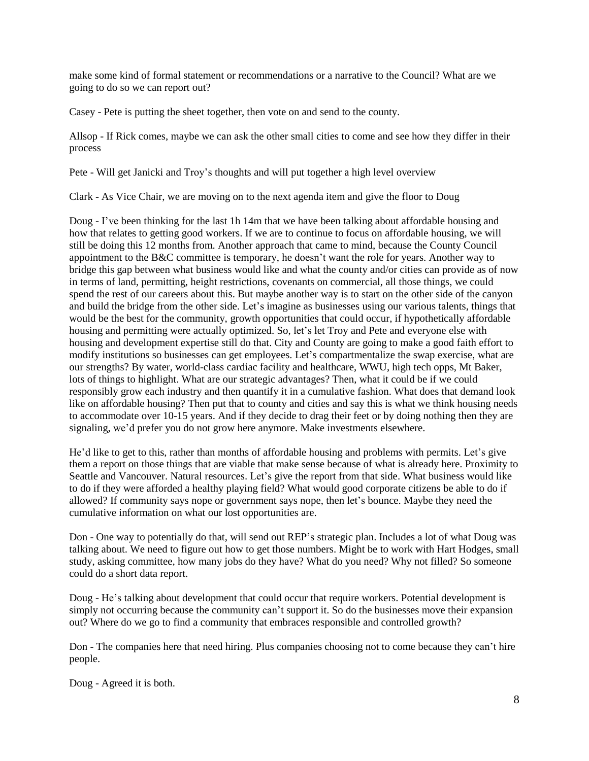make some kind of formal statement or recommendations or a narrative to the Council? What are we going to do so we can report out?

Casey - Pete is putting the sheet together, then vote on and send to the county.

Allsop - If Rick comes, maybe we can ask the other small cities to come and see how they differ in their process

Pete - Will get Janicki and Troy's thoughts and will put together a high level overview

Clark - As Vice Chair, we are moving on to the next agenda item and give the floor to Doug

Doug - I've been thinking for the last 1h 14m that we have been talking about affordable housing and how that relates to getting good workers. If we are to continue to focus on affordable housing, we will still be doing this 12 months from. Another approach that came to mind, because the County Council appointment to the B&C committee is temporary, he doesn't want the role for years. Another way to bridge this gap between what business would like and what the county and/or cities can provide as of now in terms of land, permitting, height restrictions, covenants on commercial, all those things, we could spend the rest of our careers about this. But maybe another way is to start on the other side of the canyon and build the bridge from the other side. Let's imagine as businesses using our various talents, things that would be the best for the community, growth opportunities that could occur, if hypothetically affordable housing and permitting were actually optimized. So, let's let Troy and Pete and everyone else with housing and development expertise still do that. City and County are going to make a good faith effort to modify institutions so businesses can get employees. Let's compartmentalize the swap exercise, what are our strengths? By water, world-class cardiac facility and healthcare, WWU, high tech opps, Mt Baker, lots of things to highlight. What are our strategic advantages? Then, what it could be if we could responsibly grow each industry and then quantify it in a cumulative fashion. What does that demand look like on affordable housing? Then put that to county and cities and say this is what we think housing needs to accommodate over 10-15 years. And if they decide to drag their feet or by doing nothing then they are signaling, we'd prefer you do not grow here anymore. Make investments elsewhere.

He'd like to get to this, rather than months of affordable housing and problems with permits. Let's give them a report on those things that are viable that make sense because of what is already here. Proximity to Seattle and Vancouver. Natural resources. Let's give the report from that side. What business would like to do if they were afforded a healthy playing field? What would good corporate citizens be able to do if allowed? If community says nope or government says nope, then let's bounce. Maybe they need the cumulative information on what our lost opportunities are.

Don - One way to potentially do that, will send out REP's strategic plan. Includes a lot of what Doug was talking about. We need to figure out how to get those numbers. Might be to work with Hart Hodges, small study, asking committee, how many jobs do they have? What do you need? Why not filled? So someone could do a short data report.

Doug - He's talking about development that could occur that require workers. Potential development is simply not occurring because the community can't support it. So do the businesses move their expansion out? Where do we go to find a community that embraces responsible and controlled growth?

Don - The companies here that need hiring. Plus companies choosing not to come because they can't hire people.

Doug - Agreed it is both.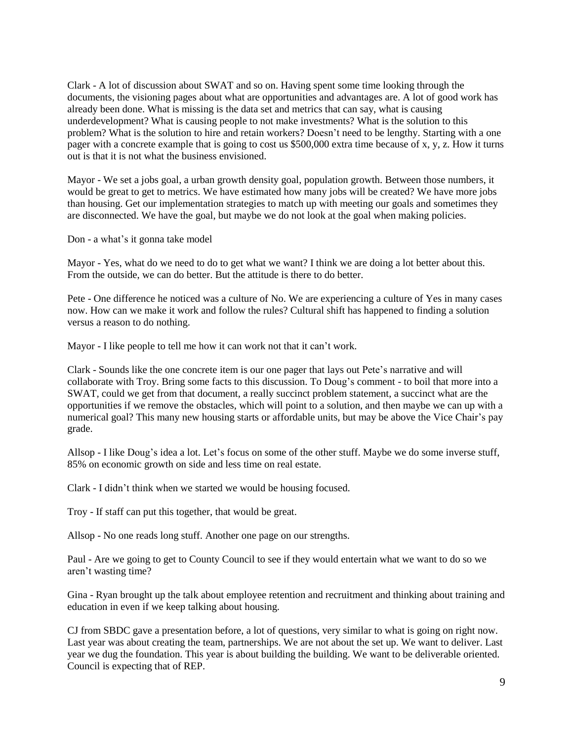Clark - A lot of discussion about SWAT and so on. Having spent some time looking through the documents, the visioning pages about what are opportunities and advantages are. A lot of good work has already been done. What is missing is the data set and metrics that can say, what is causing underdevelopment? What is causing people to not make investments? What is the solution to this problem? What is the solution to hire and retain workers? Doesn't need to be lengthy. Starting with a one pager with a concrete example that is going to cost us $500,000 extra time because of x, y, z. How it turns out is that it is not what the business envisioned.

Mayor - We set a jobs goal, a urban growth density goal, population growth. Between those numbers, it would be great to get to metrics. We have estimated how many jobs will be created? We have more jobs than housing. Get our implementation strategies to match up with meeting our goals and sometimes they are disconnected. We have the goal, but maybe we do not look at the goal when making policies.

Don - a what's it gonna take model

Mayor - Yes, what do we need to do to get what we want? I think we are doing a lot better about this. From the outside, we can do better. But the attitude is there to do better.

Pete - One difference he noticed was a culture of No. We are experiencing a culture of Yes in many cases now. How can we make it work and follow the rules? Cultural shift has happened to finding a solution versus a reason to do nothing.

Mayor - I like people to tell me how it can work not that it can't work.

Clark - Sounds like the one concrete item is our one pager that lays out Pete's narrative and will collaborate with Troy. Bring some facts to this discussion. To Doug's comment - to boil that more into a SWAT, could we get from that document, a really succinct problem statement, a succinct what are the opportunities if we remove the obstacles, which will point to a solution, and then maybe we can up with a numerical goal? This many new housing starts or affordable units, but may be above the Vice Chair's pay grade.

Allsop - I like Doug's idea a lot. Let's focus on some of the other stuff. Maybe we do some inverse stuff, 85% on economic growth on side and less time on real estate.

Clark - I didn't think when we started we would be housing focused.

Troy - If staff can put this together, that would be great.

Allsop - No one reads long stuff. Another one page on our strengths.

Paul - Are we going to get to County Council to see if they would entertain what we want to do so we aren't wasting time?

Gina - Ryan brought up the talk about employee retention and recruitment and thinking about training and education in even if we keep talking about housing.

CJ from SBDC gave a presentation before, a lot of questions, very similar to what is going on right now. Last year was about creating the team, partnerships. We are not about the set up. We want to deliver. Last year we dug the foundation. This year is about building the building. We want to be deliverable oriented. Council is expecting that of REP.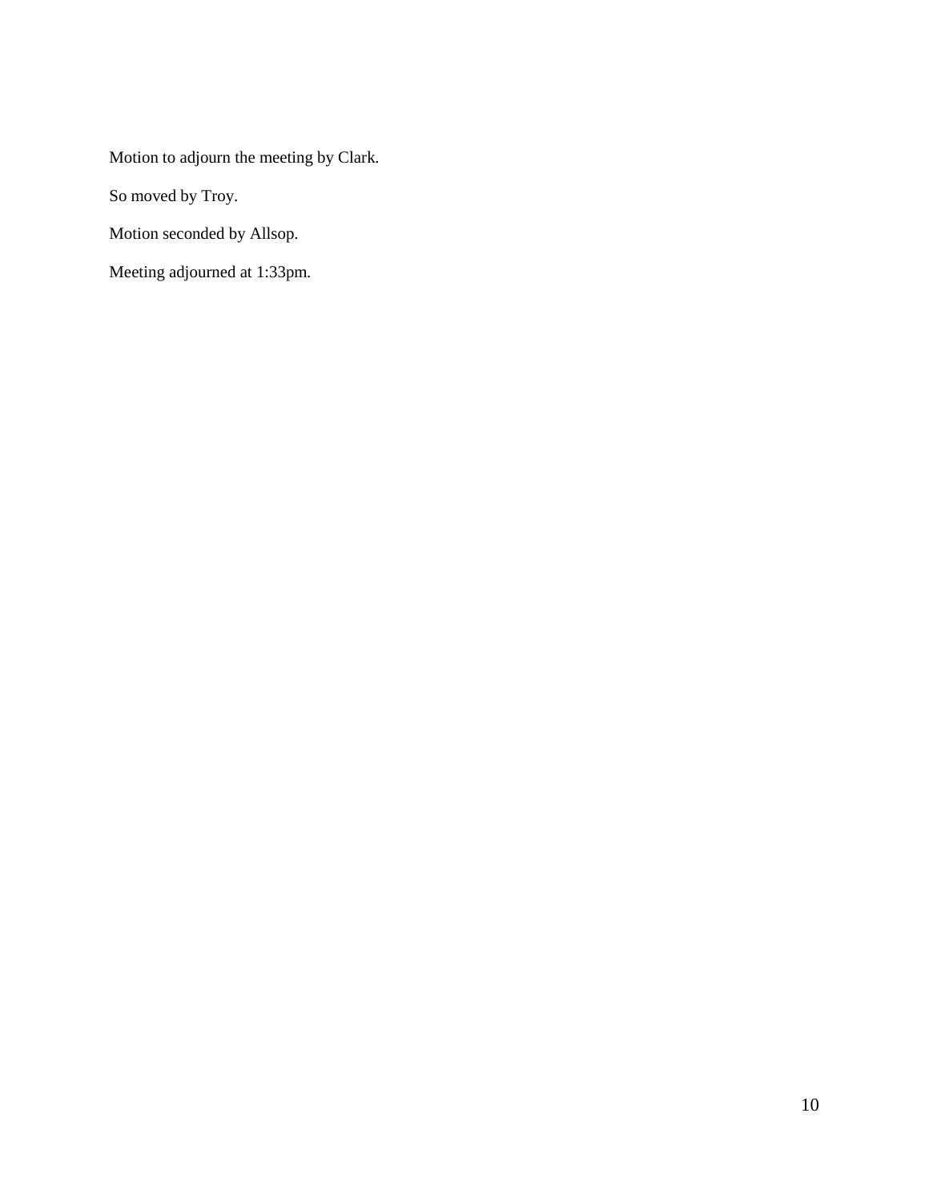Motion to adjourn the meeting by Clark.

So moved by Troy.

Motion seconded by Allsop.

Meeting adjourned at 1:33pm.